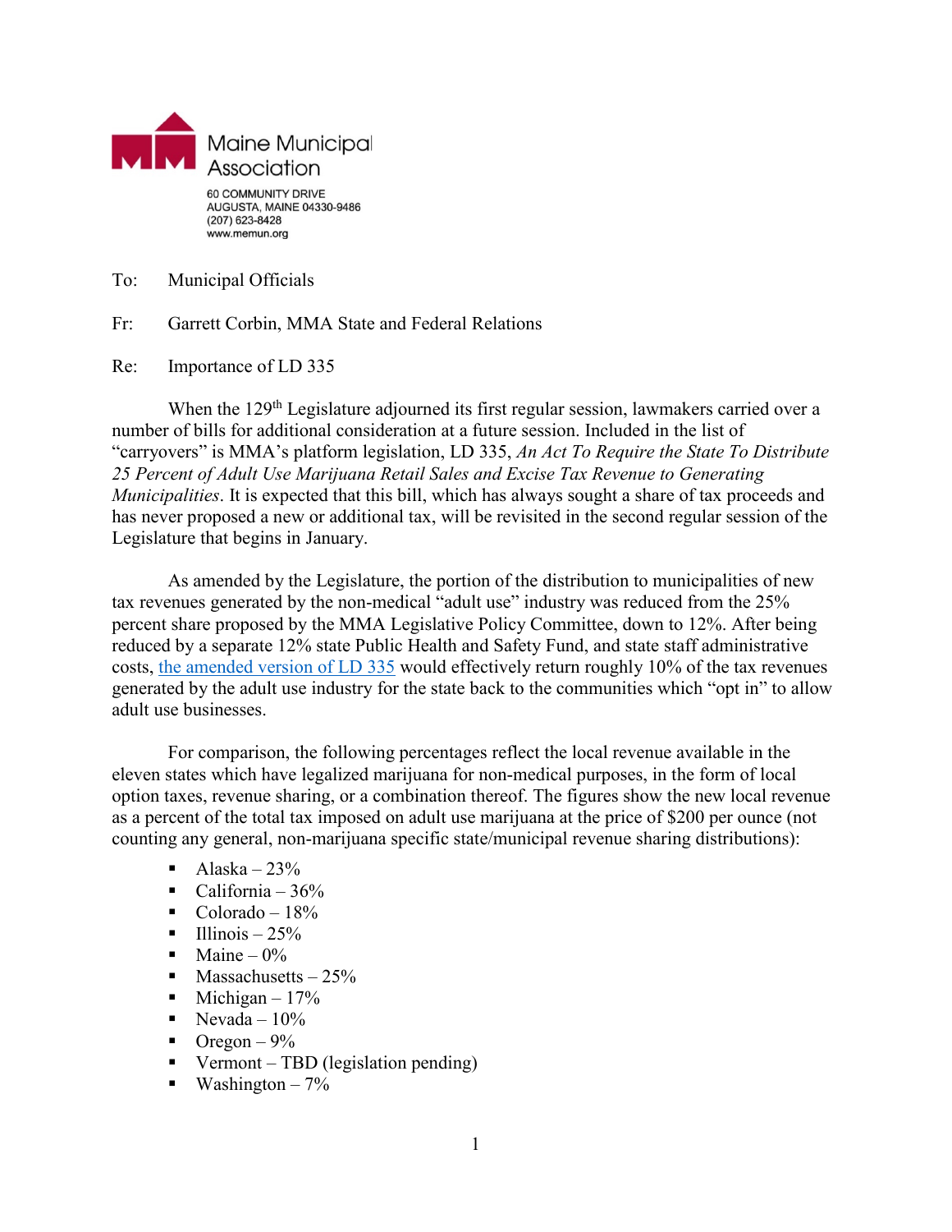Maine Municipal Association

60 COMMUNITY DRIVE
AUGUSTA, MAINE 04330-9486
(207) 623-8428
www.memun.org

To: Municipal Officials

Fr: Garrett Corbin, MMA State and Federal Relations

Re: Importance of LD 335

When the 129th Legislature adjourned its first regular session, lawmakers carried over a number of bills for additional consideration at a future session. Included in the list of "carryovers" is MMA's platform legislation, LD 335, *An Act To Require the State To Distribute 25 Percent of Adult Use Marijuana Retail Sales and Excise Tax Revenue to Generating Municipalities*. It is expected that this bill, which has always sought a share of tax proceeds and has never proposed a new or additional tax, will be revisited in the second regular session of the Legislature that begins in January.

As amended by the Legislature, the portion of the distribution to municipalities of new tax revenues generated by the non-medical "adult use" industry was reduced from the 25% percent share proposed by the MMA Legislative Policy Committee, down to 12%. After being reduced by a separate 12% state Public Health and Safety Fund, and state staff administrative costs, the amended version of LD 335 would effectively return roughly 10% of the tax revenues generated by the adult use industry for the state back to the communities which "opt in" to allow adult use businesses.

For comparison, the following percentages reflect the local revenue available in the eleven states which have legalized marijuana for non-medical purposes, in the form of local option taxes, revenue sharing, or a combination thereof. The figures show the new local revenue as a percent of the total tax imposed on adult use marijuana at the price of $200 per ounce (not counting any general, non-marijuana specific state/municipal revenue sharing distributions):

- Alaska – 23%
- California – 36%
- Colorado – 18%
- Illinois – 25%
- Maine – 0%
- Massachusetts – 25%
- Michigan – 17%
- Nevada – 10%
- Oregon – 9%
- Vermont – TBD (legislation pending)
- Washington – 7%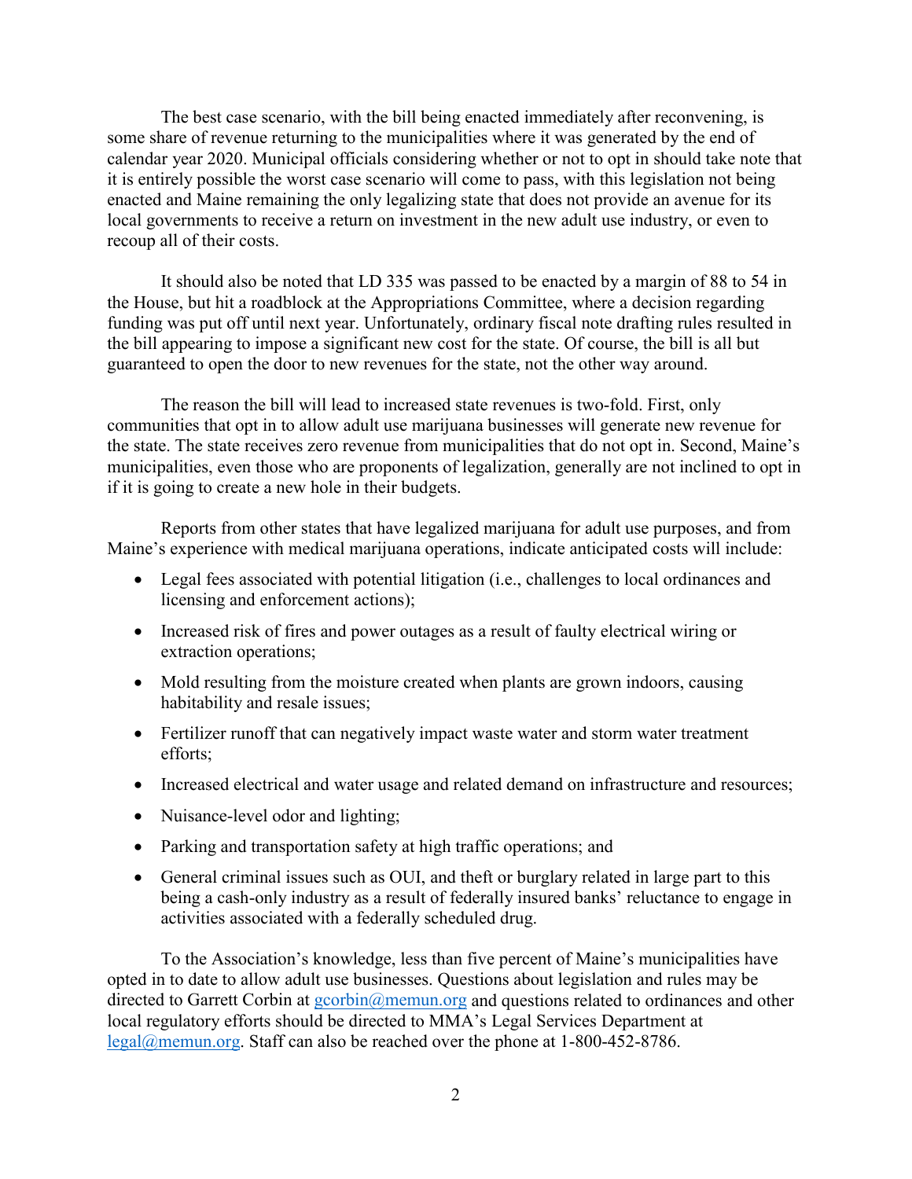The best case scenario, with the bill being enacted immediately after reconvening, is some share of revenue returning to the municipalities where it was generated by the end of calendar year 2020. Municipal officials considering whether or not to opt in should take note that it is entirely possible the worst case scenario will come to pass, with this legislation not being enacted and Maine remaining the only legalizing state that does not provide an avenue for its local governments to receive a return on investment in the new adult use industry, or even to recoup all of their costs.

It should also be noted that LD 335 was passed to be enacted by a margin of 88 to 54 in the House, but hit a roadblock at the Appropriations Committee, where a decision regarding funding was put off until next year. Unfortunately, ordinary fiscal note drafting rules resulted in the bill appearing to impose a significant new cost for the state. Of course, the bill is all but guaranteed to open the door to new revenues for the state, not the other way around.

The reason the bill will lead to increased state revenues is two-fold. First, only communities that opt in to allow adult use marijuana businesses will generate new revenue for the state. The state receives zero revenue from municipalities that do not opt in. Second, Maine's municipalities, even those who are proponents of legalization, generally are not inclined to opt in if it is going to create a new hole in their budgets.

Reports from other states that have legalized marijuana for adult use purposes, and from Maine's experience with medical marijuana operations, indicate anticipated costs will include:

- Legal fees associated with potential litigation (i.e., challenges to local ordinances and licensing and enforcement actions);
- Increased risk of fires and power outages as a result of faulty electrical wiring or extraction operations;
- Mold resulting from the moisture created when plants are grown indoors, causing habitability and resale issues;
- Fertilizer runoff that can negatively impact waste water and storm water treatment efforts;
- Increased electrical and water usage and related demand on infrastructure and resources;
- Nuisance-level odor and lighting;
- Parking and transportation safety at high traffic operations; and
- General criminal issues such as OUI, and theft or burglary related in large part to this being a cash-only industry as a result of federally insured banks' reluctance to engage in activities associated with a federally scheduled drug.

To the Association's knowledge, less than five percent of Maine's municipalities have opted in to date to allow adult use businesses. Questions about legislation and rules may be directed to Garrett Corbin at gcorbin@memun.org and questions related to ordinances and other local regulatory efforts should be directed to MMA's Legal Services Department at legal@memun.org. Staff can also be reached over the phone at 1-800-452-8786.